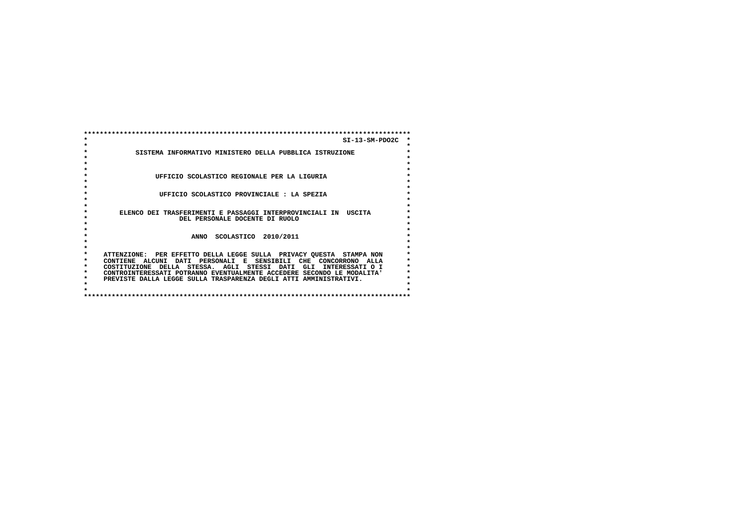SI-13-SM-PDO2C

SISTEMA INFORMATIVO MINISTERO DELLA PUBBLICA ISTRUZIONE

UFFICIO SCOLASTICO REGIONALE PER LA LIGURIA

UFFICIO SCOLASTICO PROVINCIALE : LA SPEZIA

ELENCO DEI TRASFERIMENTI E PASSAGGI INTERPROVINCIALI IN USCITA
DEL PERSONALE DOCENTE DI RUOLO

ANNO SCOLASTICO 2010/2011

ATTENZIONE: PER EFFETTO DELLA LEGGE SULLA PRIVACY QUESTA STAMPA NON CONTIENE ALCUNI DATI PERSONALI E SENSIBILI CHE CONCORRONO ALLA COSTITUZIONE DELLA STESSA. AGLI STESSI DATI GLI INTERESSATI O I CONTROINTERESSATI POTRANNO EVENTUALMENTE ACCEDERE SECONDO LE MODALITA' PREVISTE DALLA LEGGE SULLA TRASPARENZA DEGLI ATTI AMMINISTRATIVI.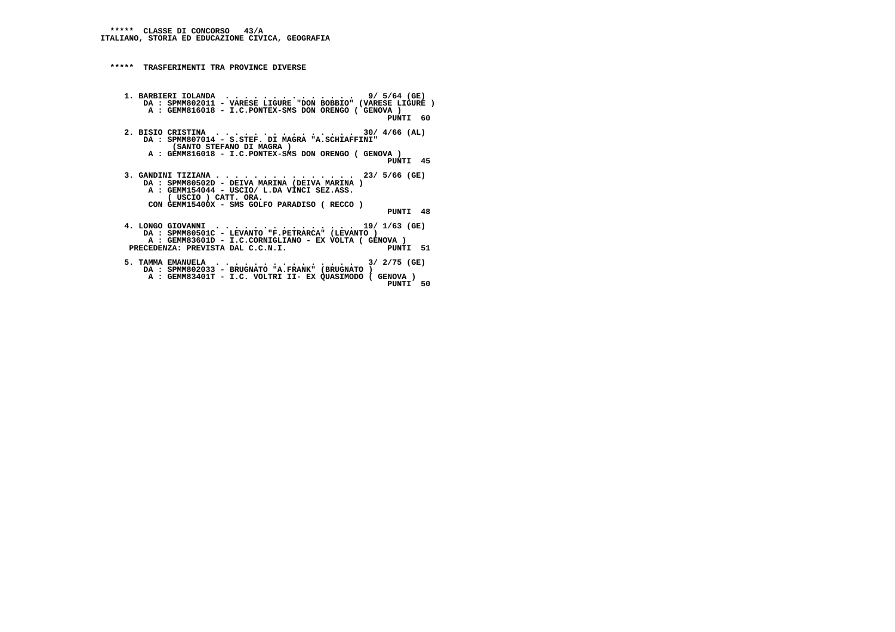\***** CLASSE DI CONCORSO 43/A
ITALIANO, STORIA ED EDUCAZIONE CIVICA, GEOGRAFIA

\***** TRASFERIMENTI TRA PROVINCE DIVERSE

1. BARBIERI IOLANDA . . . . . . . . . . . . . . 9/ 5/64 (GE)
   DA : SPMM802011 - VARESE LIGURE "DON BOBBIO" (VARESE LIGURE )
   A : GEMM816018 - I.C.PONTEX-SMS DON ORENGO ( GENOVA )
   PUNTI 60

2. BISIO CRISTINA . . . . . . . . . . . . . . . 30/ 4/66 (AL)
   DA : SPMM807014 - S.STEF. DI MAGRA "A.SCHIAFFINI"
   (SANTO STEFANO DI MAGRA )
   A : GEMM816018 - I.C.PONTEX-SMS DON ORENGO ( GENOVA )
   PUNTI 45

3. GANDINI TIZIANA . . . . . . . . . . . . . . . 23/ 5/66 (GE)
   DA : SPMM80502D - DEIVA MARINA (DEIVA MARINA )
   A : GEMM154044 - USCIO/ L.DA VINCI SEZ.ASS.
   ( USCIO ) CATT. ORA.
   CON GEMM15400X - SMS GOLFO PARADISO ( RECCO )
   PUNTI 48

4. LONGO GIOVANNI . . . . . . . . . . . . . . . 19/ 1/63 (GE)
   DA : SPMM80501C - LEVANTO "F.PETRARCA" (LEVANTO )
   A : GEMM83601D - I.C.CORNIGLIANO - EX VOLTA ( GENOVA )
   PRECEDENZA: PREVISTA DAL C.C.N.I. PUNTI 51

5. TAMMA EMANUELA . . . . . . . . . . . . . . . 3/ 2/75 (GE)
   DA : SPMM802033 - BRUGNATO "A.FRANK" (BRUGNATO )
   A : GEMM83401T - I.C. VOLTRI II- EX QUASIMODO ( GENOVA )
   PUNTI 50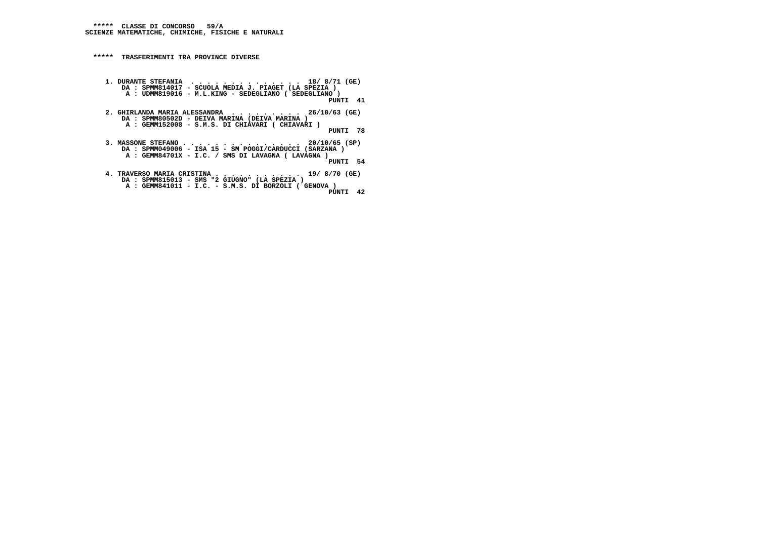**\*\*\*\*\* CLASSE DI CONCORSO 59/A**
**SCIENZE MATEMATICHE, CHIMICHE, FISICHE E NATURALI**

**\*\*\*\*\* TRASFERIMENTI TRA PROVINCE DIVERSE**

1. **DURANTE STEFANIA . . . . . . . . . . . . . 18/ 8/71 (GE)**
   DA : SPMM814017 - SCUOLA MEDIA J. PIAGET (LA SPEZIA )
   A : UDMM819016 - M.L.KING - SEDEGLIANO ( SEDEGLIANO )
   PUNTI 41

2. **GHIRLANDA MARIA ALESSANDRA . . . . . . . . . 26/10/63 (GE)**
   DA : SPMM80502D - DEIVA MARINA (DEIVA MARINA )
   A : GEMM152008 - S.M.S. DI CHIAVARI ( CHIAVARI )
   PUNTI 78

3. **MASSONE STEFANO . . . . . . . . . . . . . . 20/10/65 (SP)**
   DA : SPMM049006 - ISA 15 - SM POGGI/CARDUCCI (SARZANA )
   A : GEMM84701X - I.C. / SMS DI LAVAGNA ( LAVAGNA )
   PUNTI 54

4. **TRAVERSO MARIA CRISTINA . . . . . . . . . . 19/ 8/70 (GE)**
   DA : SPMM815013 - SMS "2 GIUGNO" (LA SPEZIA )
   A : GEMM841011 - I.C. - S.M.S. DI BORZOLI ( GENOVA )
   PUNTI 42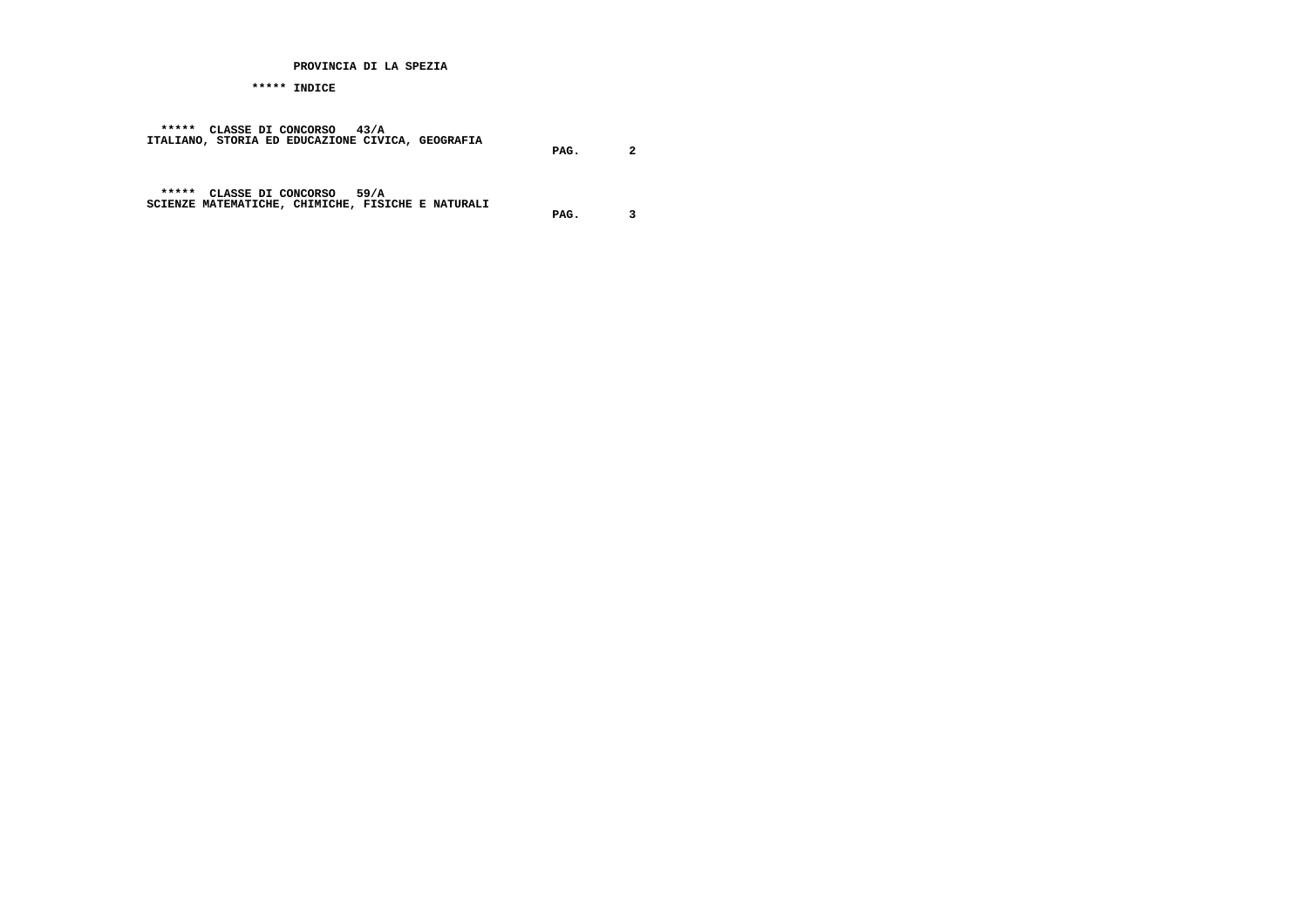**PROVINCIA DI LA SPEZIA**

**\*\*\*\*\* INDICE**

**\*\*\*\*\* CLASSE DI CONCORSO 43/A**
**ITALIANO, STORIA ED EDUCAZIONE CIVICA, GEOGRAFIA**
**PAG. 2**

**\*\*\*\*\* CLASSE DI CONCORSO 59/A**
**SCIENZE MATEMATICHE, CHIMICHE, FISICHE E NATURALI**
**PAG. 3**